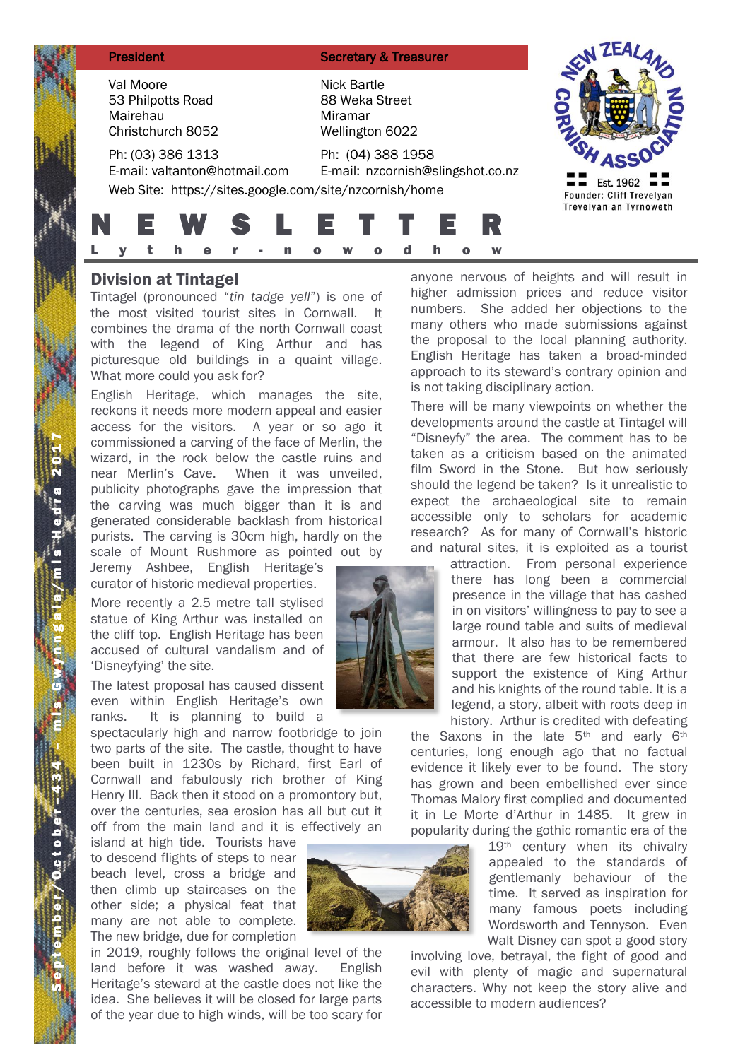| President | Secretary & Treasurer |
|---|---|
| Val Moore<br>53 Philpotts Road<br>Mairehau<br>Christchurch 8052 | Nick Bartle<br>88 Weka Street<br>Miramar<br>Wellington 6022 |
| Ph: (03) 386 1313<br>E-mail: valtanton@hotmail.com | Ph: (04) 388 1958<br>E-mail: nzcornish@slingshot.co.nz |

Web Site: https://sites.google.com/site/nzcornish/home

NEW ZEALAND CORNISH ASSOCIATION — Est. 1962 — Founder: Cliff Trevelyan — Trevelyan an Tyrnoweth

# NEWSLETTER

Lyther-nowodhow

September/October – 434 – mis Gwynngala/mis Hedra 2017

## Division at Tintagel

Tintagel (pronounced "*tin tadge yell*") is one of the most visited tourist sites in Cornwall. It combines the drama of the north Cornwall coast with the legend of King Arthur and has picturesque old buildings in a quaint village. What more could you ask for?

English Heritage, which manages the site, reckons it needs more modern appeal and easier access for the visitors. A year or so ago it commissioned a carving of the face of Merlin, the wizard, in the rock below the castle ruins and near Merlin's Cave. When it was unveiled, publicity photographs gave the impression that the carving was much bigger than it is and generated considerable backlash from historical purists. The carving is 30cm high, hardly on the scale of Mount Rushmore as pointed out by Jeremy Ashbee, English Heritage's curator of historic medieval properties.

More recently a 2.5 metre tall stylised statue of King Arthur was installed on the cliff top. English Heritage has been accused of cultural vandalism and of 'Disneyfying' the site.

The latest proposal has caused dissent even within English Heritage's own ranks. It is planning to build a spectacularly high and narrow footbridge to join two parts of the site. The castle, thought to have been built in 1230s by Richard, first Earl of Cornwall and fabulously rich brother of King Henry III. Back then it stood on a promontory but, over the centuries, sea erosion has all but cut it off from the main land and it is effectively an island at high tide. Tourists have to descend flights of steps to near beach level, cross a bridge and then climb up staircases on the other side; a physical feat that many are not able to complete. The new bridge, due for completion in 2019, roughly follows the original level of the land before it was washed away. English Heritage's steward at the castle does not like the idea. She believes it will be closed for large parts of the year due to high winds, will be too scary for anyone nervous of heights and will result in higher admission prices and reduce visitor numbers. She added her objections to the many others who made submissions against the proposal to the local planning authority. English Heritage has taken a broad-minded approach to its steward's contrary opinion and is not taking disciplinary action.

There will be many viewpoints on whether the developments around the castle at Tintagel will "Disneyfy" the area. The comment has to be taken as a criticism based on the animated film Sword in the Stone. But how seriously should the legend be taken? Is it unrealistic to expect the archaeological site to remain accessible only to scholars for academic research? As for many of Cornwall's historic and natural sites, it is exploited as a tourist attraction. From personal experience there has long been a commercial presence in the village that has cashed in on visitors' willingness to pay to see a large round table and suits of medieval armour. It also has to be remembered that there are few historical facts to support the existence of King Arthur and his knights of the round table. It is a legend, a story, albeit with roots deep in history. Arthur is credited with defeating the Saxons in the late 5th and early 6th centuries, long enough ago that no factual evidence it likely ever to be found. The story has grown and been embellished ever since Thomas Malory first complied and documented it in Le Morte d'Arthur in 1485. It grew in popularity during the gothic romantic era of the 19th century when its chivalry appealed to the standards of gentlemanly behaviour of the time. It served as inspiration for many famous poets including Wordsworth and Tennyson. Even Walt Disney can spot a good story involving love, betrayal, the fight of good and evil with plenty of magic and supernatural characters. Why not keep the story alive and accessible to modern audiences?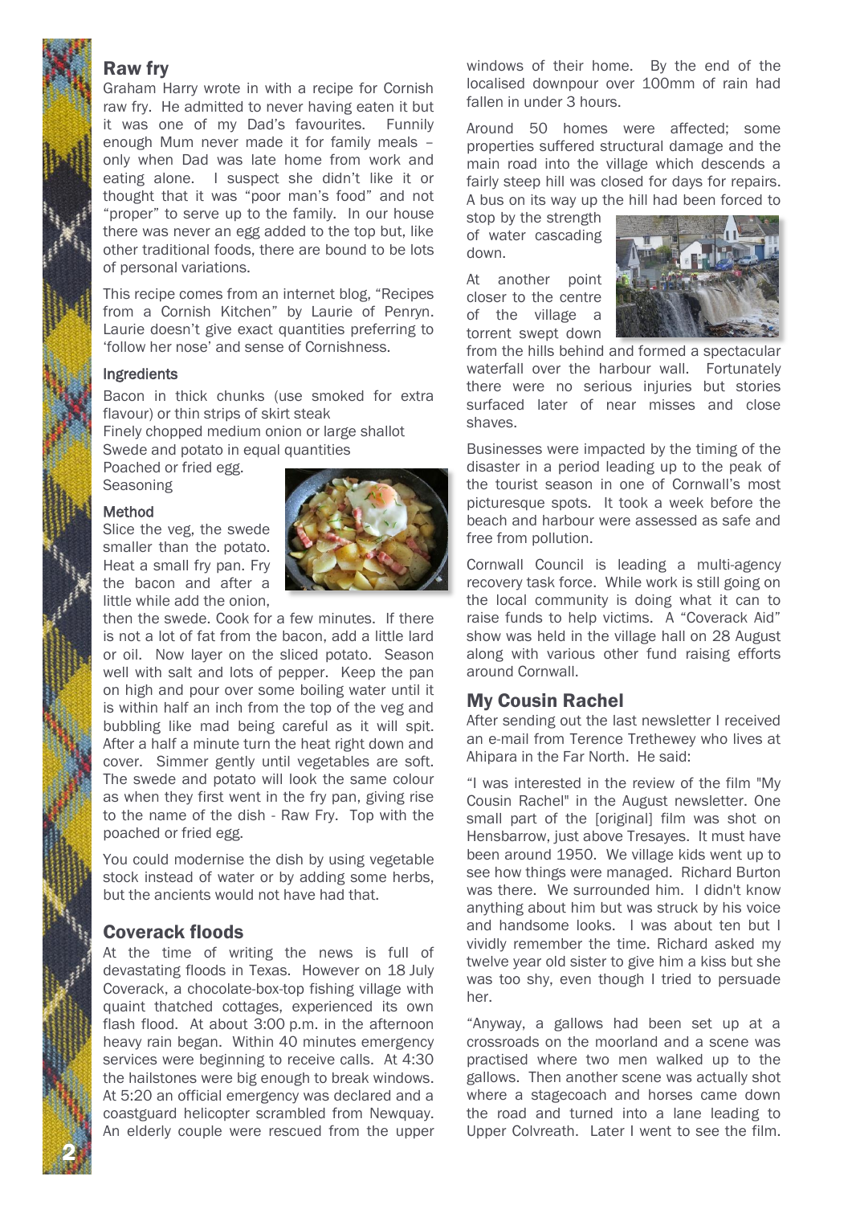## Raw fry

Graham Harry wrote in with a recipe for Cornish raw fry. He admitted to never having eaten it but it was one of my Dad's favourites. Funnily enough Mum never made it for family meals – only when Dad was late home from work and eating alone. I suspect she didn't like it or thought that it was "poor man's food" and not "proper" to serve up to the family. In our house there was never an egg added to the top but, like other traditional foods, there are bound to be lots of personal variations.

This recipe comes from an internet blog, "Recipes from a Cornish Kitchen" by Laurie of Penryn. Laurie doesn't give exact quantities preferring to 'follow her nose' and sense of Cornishness.

#### Ingredients

Bacon in thick chunks (use smoked for extra flavour) or thin strips of skirt steak
Finely chopped medium onion or large shallot
Swede and potato in equal quantities
Poached or fried egg.
Seasoning

#### Method

Slice the veg, the swede smaller than the potato. Heat a small fry pan. Fry the bacon and after a little while add the onion, then the swede. Cook for a few minutes. If there is not a lot of fat from the bacon, add a little lard or oil. Now layer on the sliced potato. Season well with salt and lots of pepper. Keep the pan on high and pour over some boiling water until it is within half an inch from the top of the veg and bubbling like mad being careful as it will spit. After a half a minute turn the heat right down and cover. Simmer gently until vegetables are soft. The swede and potato will look the same colour as when they first went in the fry pan, giving rise to the name of the dish - Raw Fry. Top with the poached or fried egg.

You could modernise the dish by using vegetable stock instead of water or by adding some herbs, but the ancients would not have had that.

## Coverack floods

At the time of writing the news is full of devastating floods in Texas. However on 18 July Coverack, a chocolate-box-top fishing village with quaint thatched cottages, experienced its own flash flood. At about 3:00 p.m. in the afternoon heavy rain began. Within 40 minutes emergency services were beginning to receive calls. At 4:30 the hailstones were big enough to break windows. At 5:20 an official emergency was declared and a coastguard helicopter scrambled from Newquay. An elderly couple were rescued from the upper windows of their home. By the end of the localised downpour over 100mm of rain had fallen in under 3 hours.

Around 50 homes were affected; some properties suffered structural damage and the main road into the village which descends a fairly steep hill was closed for days for repairs. A bus on its way up the hill had been forced to stop by the strength of water cascading down.

At another point closer to the centre of the village a torrent swept down from the hills behind and formed a spectacular waterfall over the harbour wall. Fortunately there were no serious injuries but stories surfaced later of near misses and close shaves.

Businesses were impacted by the timing of the disaster in a period leading up to the peak of the tourist season in one of Cornwall's most picturesque spots. It took a week before the beach and harbour were assessed as safe and free from pollution.

Cornwall Council is leading a multi-agency recovery task force. While work is still going on the local community is doing what it can to raise funds to help victims. A "Coverack Aid" show was held in the village hall on 28 August along with various other fund raising efforts around Cornwall.

## My Cousin Rachel

After sending out the last newsletter I received an e-mail from Terence Trethewey who lives at Ahipara in the Far North. He said:

"I was interested in the review of the film "My Cousin Rachel" in the August newsletter. One small part of the [original] film was shot on Hensbarrow, just above Tresayes. It must have been around 1950. We village kids went up to see how things were managed. Richard Burton was there. We surrounded him. I didn't know anything about him but was struck by his voice and handsome looks. I was about ten but I vividly remember the time. Richard asked my twelve year old sister to give him a kiss but she was too shy, even though I tried to persuade her.

"Anyway, a gallows had been set up at a crossroads on the moorland and a scene was practised where two men walked up to the gallows. Then another scene was actually shot where a stagecoach and horses came down the road and turned into a lane leading to Upper Colvreath. Later I went to see the film.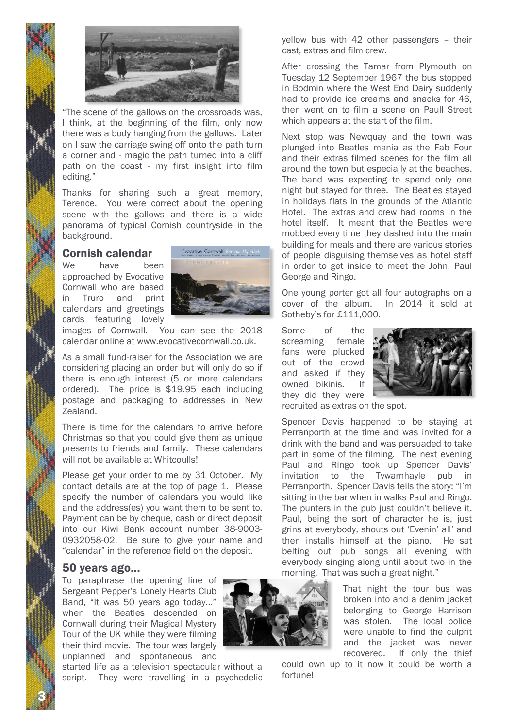"The scene of the gallows on the crossroads was, I think, at the beginning of the film, only now there was a body hanging from the gallows. Later on I saw the carriage swing off onto the path turn a corner and - magic the path turned into a cliff path on the coast - my first insight into film editing."

Thanks for sharing such a great memory, Terence. You were correct about the opening scene with the gallows and there is a wide panorama of typical Cornish countryside in the background.

## Cornish calendar

We have been approached by Evocative Cornwall who are based in Truro and print calendars and greetings cards featuring lovely images of Cornwall. You can see the 2018 calendar online at www.evocativecornwall.co.uk.

As a small fund-raiser for the Association we are considering placing an order but will only do so if there is enough interest (5 or more calendars ordered). The price is $19.95 each including postage and packaging to addresses in New Zealand.

There is time for the calendars to arrive before Christmas so that you could give them as unique presents to friends and family. These calendars will not be available at Whitcoulls!

Please get your order to me by 31 October. My contact details are at the top of page 1. Please specify the number of calendars you would like and the address(es) you want them to be sent to. Payment can be by cheque, cash or direct deposit into our Kiwi Bank account number 38-9003-0932058-02. Be sure to give your name and "calendar" in the reference field on the deposit.

## 50 years ago…

To paraphrase the opening line of Sergeant Pepper's Lonely Hearts Club Band, "It was 50 years ago today…" when the Beatles descended on Cornwall during their Magical Mystery Tour of the UK while they were filming their third movie. The tour was largely unplanned and spontaneous and started life as a television spectacular without a script. They were travelling in a psychedelic yellow bus with 42 other passengers – their cast, extras and film crew.

After crossing the Tamar from Plymouth on Tuesday 12 September 1967 the bus stopped in Bodmin where the West End Dairy suddenly had to provide ice creams and snacks for 46, then went on to film a scene on Paull Street which appears at the start of the film.

Next stop was Newquay and the town was plunged into Beatles mania as the Fab Four and their extras filmed scenes for the film all around the town but especially at the beaches. The band was expecting to spend only one night but stayed for three. The Beatles stayed in holidays flats in the grounds of the Atlantic Hotel. The extras and crew had rooms in the hotel itself. It meant that the Beatles were mobbed every time they dashed into the main building for meals and there are various stories of people disguising themselves as hotel staff in order to get inside to meet the John, Paul George and Ringo.

One young porter got all four autographs on a cover of the album. In 2014 it sold at Sotheby's for £111,000.

Some of the screaming female fans were plucked out of the crowd and asked if they owned bikinis. If they did they were recruited as extras on the spot.

Spencer Davis happened to be staying at Perranporth at the time and was invited for a drink with the band and was persuaded to take part in some of the filming. The next evening Paul and Ringo took up Spencer Davis' invitation to the Tywarnhayle pub in Perranporth. Spencer Davis tells the story: "I'm sitting in the bar when in walks Paul and Ringo. The punters in the pub just couldn't believe it. Paul, being the sort of character he is, just grins at everybody, shouts out 'Evenin' all' and then installs himself at the piano. He sat belting out pub songs all evening with everybody singing along until about two in the morning. That was such a great night."

That night the tour bus was broken into and a denim jacket belonging to George Harrison was stolen. The local police were unable to find the culprit and the jacket was never recovered. If only the thief could own up to it now it could be worth a fortune!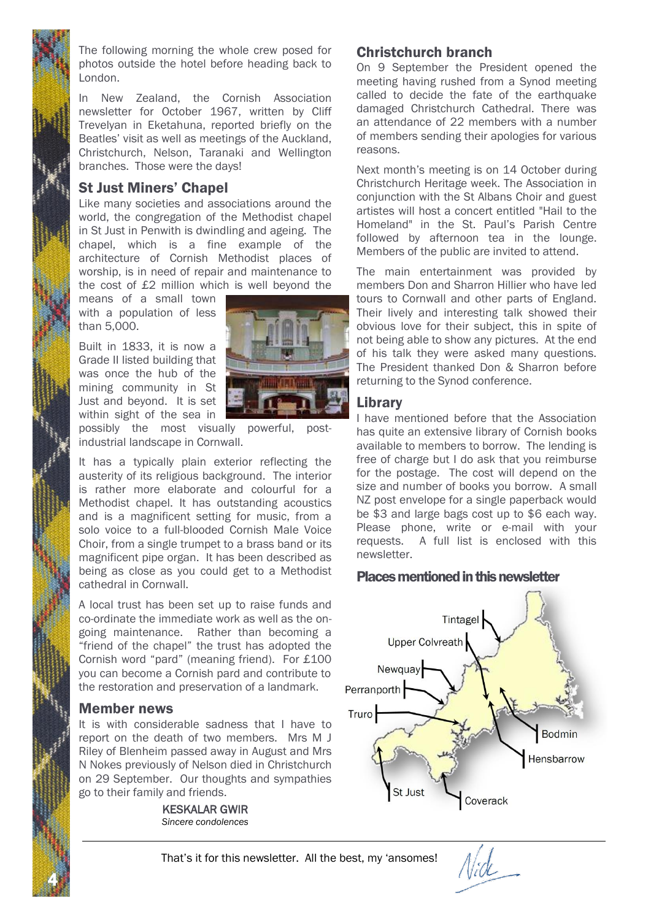The following morning the whole crew posed for photos outside the hotel before heading back to London.

In New Zealand, the Cornish Association newsletter for October 1967, written by Cliff Trevelyan in Eketahuna, reported briefly on the Beatles' visit as well as meetings of the Auckland, Christchurch, Nelson, Taranaki and Wellington branches. Those were the days!

## St Just Miners' Chapel

Like many societies and associations around the world, the congregation of the Methodist chapel in St Just in Penwith is dwindling and ageing. The chapel, which is a fine example of the architecture of Cornish Methodist places of worship, is in need of repair and maintenance to the cost of £2 million which is well beyond the means of a small town with a population of less than 5,000.

Built in 1833, it is now a Grade II listed building that was once the hub of the mining community in St Just and beyond. It is set within sight of the sea in possibly the most visually powerful, post-industrial landscape in Cornwall.

It has a typically plain exterior reflecting the austerity of its religious background. The interior is rather more elaborate and colourful for a Methodist chapel. It has outstanding acoustics and is a magnificent setting for music, from a solo voice to a full-blooded Cornish Male Voice Choir, from a single trumpet to a brass band or its magnificent pipe organ. It has been described as being as close as you could get to a Methodist cathedral in Cornwall.

A local trust has been set up to raise funds and co-ordinate the immediate work as well as the on-going maintenance. Rather than becoming a "friend of the chapel" the trust has adopted the Cornish word "pard" (meaning friend). For £100 you can become a Cornish pard and contribute to the restoration and preservation of a landmark.

## Member news

It is with considerable sadness that I have to report on the death of two members. Mrs M J Riley of Blenheim passed away in August and Mrs N Nokes previously of Nelson died in Christchurch on 29 September. Our thoughts and sympathies go to their family and friends.

KESKALAR GWIR
*Sincere condolences*

## Christchurch branch

On 9 September the President opened the meeting having rushed from a Synod meeting called to decide the fate of the earthquake damaged Christchurch Cathedral. There was an attendance of 22 members with a number of members sending their apologies for various reasons.

Next month's meeting is on 14 October during Christchurch Heritage week. The Association in conjunction with the St Albans Choir and guest artistes will host a concert entitled "Hail to the Homeland" in the St. Paul's Parish Centre followed by afternoon tea in the lounge. Members of the public are invited to attend.

The main entertainment was provided by members Don and Sharron Hillier who have led tours to Cornwall and other parts of England. Their lively and interesting talk showed their obvious love for their subject, this in spite of not being able to show any pictures. At the end of his talk they were asked many questions. The President thanked Don & Sharron before returning to the Synod conference.

## Library

I have mentioned before that the Association has quite an extensive library of Cornish books available to members to borrow. The lending is free of charge but I do ask that you reimburse for the postage. The cost will depend on the size and number of books you borrow. A small NZ post envelope for a single paperback would be $3 and large bags cost up to $6 each way. Please phone, write or e-mail with your requests. A full list is enclosed with this newsletter.

### Places mentioned in this newsletter

Tintagel
Upper Colvreath
Newquay
Perranporth
Truro
Bodmin
Hensbarrow
St Just
Coverack

That's it for this newsletter. All the best, my 'ansomes!

Nick